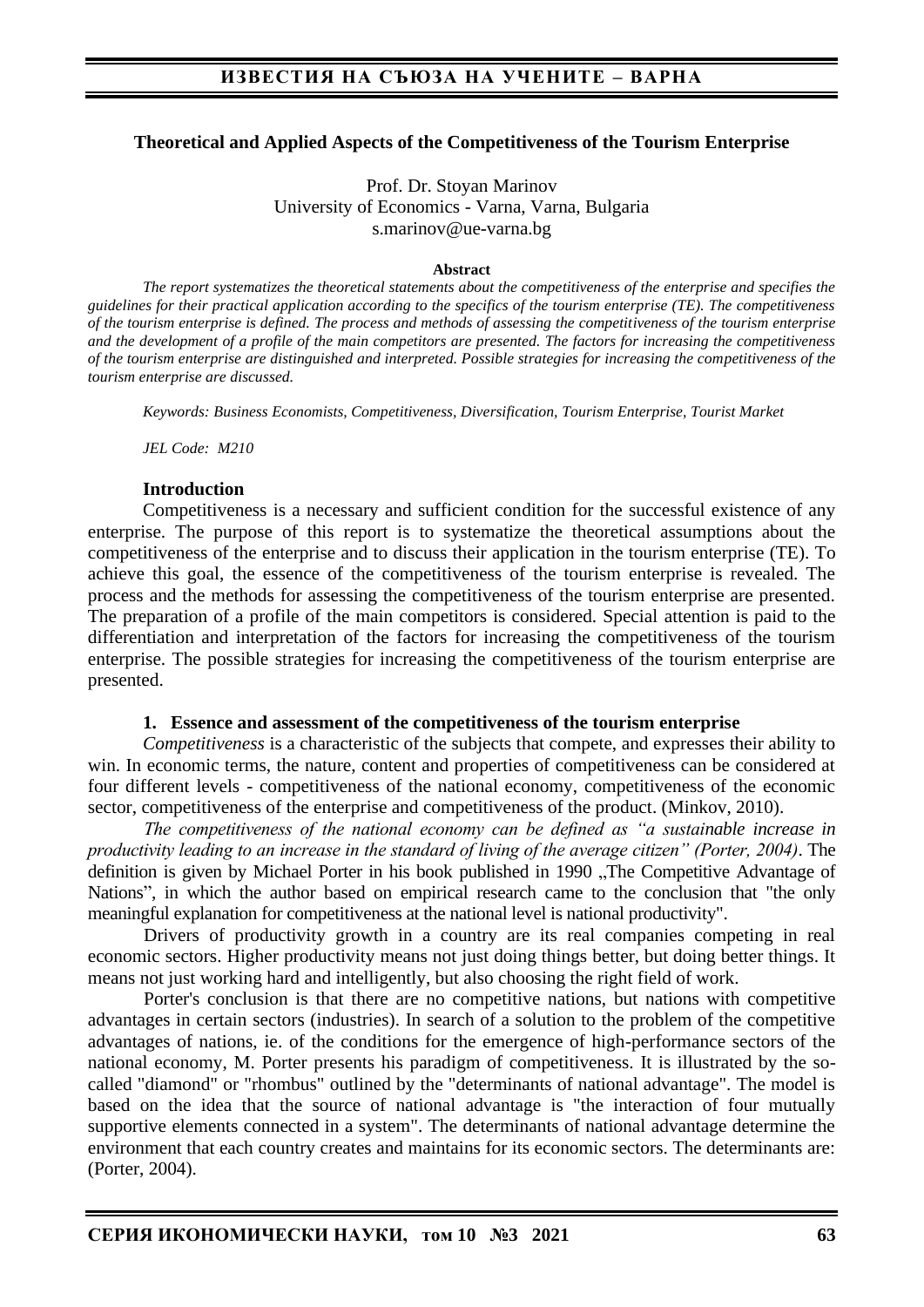# Theoretical and Applied Aspects of the Competitiveness of the Tourism Enterprise

Prof. Dr. Stoyan Marinov
University of Economics - Varna, Varna, Bulgaria
s.marinov@ue-varna.bg

**Abstract**

*The report systematizes the theoretical statements about the competitiveness of the enterprise and specifies the guidelines for their practical application according to the specifics of the tourism enterprise (TE). The competitiveness of the tourism enterprise is defined. The process and methods of assessing the competitiveness of the tourism enterprise and the development of a profile of the main competitors are presented. The factors for increasing the competitiveness of the tourism enterprise are distinguished and interpreted. Possible strategies for increasing the competitiveness of the tourism enterprise are discussed.*

*Keywords: Business Economists, Competitiveness, Diversification, Tourism Enterprise, Tourist Market*

*JEL Code: M210*

## Introduction

Competitiveness is a necessary and sufficient condition for the successful existence of any enterprise. The purpose of this report is to systematize the theoretical assumptions about the competitiveness of the enterprise and to discuss their application in the tourism enterprise (TE). To achieve this goal, the essence of the competitiveness of the tourism enterprise is revealed. The process and the methods for assessing the competitiveness of the tourism enterprise are presented. The preparation of a profile of the main competitors is considered. Special attention is paid to the differentiation and interpretation of the factors for increasing the competitiveness of the tourism enterprise. The possible strategies for increasing the competitiveness of the tourism enterprise are presented.

## 1. Essence and assessment of the competitiveness of the tourism enterprise

*Competitiveness* is a characteristic of the subjects that compete, and expresses their ability to win. In economic terms, the nature, content and properties of competitiveness can be considered at four different levels - competitiveness of the national economy, competitiveness of the economic sector, competitiveness of the enterprise and competitiveness of the product. (Minkov, 2010).

*The competitiveness of the national economy can be defined as "a sustainable increase in productivity leading to an increase in the standard of living of the average citizen" (Porter, 2004)*. The definition is given by Michael Porter in his book published in 1990 „The Competitive Advantage of Nations", in which the author based on empirical research came to the conclusion that "the only meaningful explanation for competitiveness at the national level is national productivity".

Drivers of productivity growth in a country are its real companies competing in real economic sectors. Higher productivity means not just doing things better, but doing better things. It means not just working hard and intelligently, but also choosing the right field of work.

Porter's conclusion is that there are no competitive nations, but nations with competitive advantages in certain sectors (industries). In search of a solution to the problem of the competitive advantages of nations, ie. of the conditions for the emergence of high-performance sectors of the national economy, M. Porter presents his paradigm of competitiveness. It is illustrated by the so-called "diamond" or "rhombus" outlined by the "determinants of national advantage". The model is based on the idea that the source of national advantage is "the interaction of four mutually supportive elements connected in a system". The determinants of national advantage determine the environment that each country creates and maintains for its economic sectors. The determinants are: (Porter, 2004).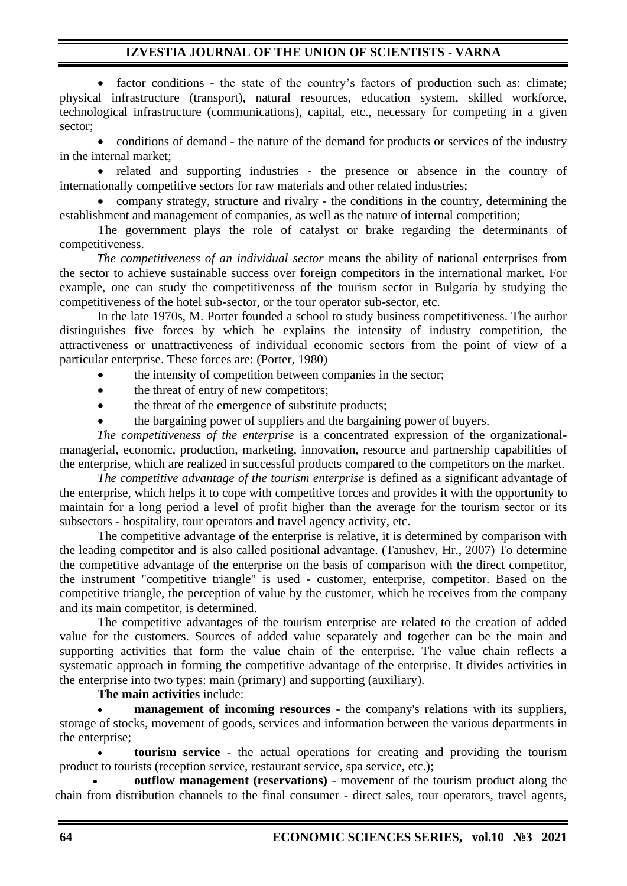- factor conditions - the state of the country's factors of production such as: climate; physical infrastructure (transport), natural resources, education system, skilled workforce, technological infrastructure (communications), capital, etc., necessary for competing in a given sector;
- conditions of demand - the nature of the demand for products or services of the industry in the internal market;
- related and supporting industries - the presence or absence in the country of internationally competitive sectors for raw materials and other related industries;
- company strategy, structure and rivalry - the conditions in the country, determining the establishment and management of companies, as well as the nature of internal competition;

The government plays the role of catalyst or brake regarding the determinants of competitiveness.

*The competitiveness of an individual sector* means the ability of national enterprises from the sector to achieve sustainable success over foreign competitors in the international market. For example, one can study the competitiveness of the tourism sector in Bulgaria by studying the competitiveness of the hotel sub-sector, or the tour operator sub-sector, etc.

In the late 1970s, M. Porter founded a school to study business competitiveness. The author distinguishes five forces by which he explains the intensity of industry competition, the attractiveness or unattractiveness of individual economic sectors from the point of view of a particular enterprise. These forces are: (Porter, 1980)

- the intensity of competition between companies in the sector;
- the threat of entry of new competitors;
- the threat of the emergence of substitute products;
- the bargaining power of suppliers and the bargaining power of buyers.

*The competitiveness of the enterprise* is a concentrated expression of the organizational-managerial, economic, production, marketing, innovation, resource and partnership capabilities of the enterprise, which are realized in successful products compared to the competitors on the market.

*The competitive advantage of the tourism enterprise* is defined as a significant advantage of the enterprise, which helps it to cope with competitive forces and provides it with the opportunity to maintain for a long period a level of profit higher than the average for the tourism sector or its subsectors - hospitality, tour operators and travel agency activity, etc.

The competitive advantage of the enterprise is relative, it is determined by comparison with the leading competitor and is also called positional advantage. (Tanushev, Hr., 2007) To determine the competitive advantage of the enterprise on the basis of comparison with the direct competitor, the instrument "competitive triangle" is used - customer, enterprise, competitor. Based on the competitive triangle, the perception of value by the customer, which he receives from the company and its main competitor, is determined.

The competitive advantages of the tourism enterprise are related to the creation of added value for the customers. Sources of added value separately and together can be the main and supporting activities that form the value chain of the enterprise. The value chain reflects a systematic approach in forming the competitive advantage of the enterprise. It divides activities in the enterprise into two types: main (primary) and supporting (auxiliary).

**The main activities** include:

- **management of incoming resources** - the company's relations with its suppliers, storage of stocks, movement of goods, services and information between the various departments in the enterprise;
- **tourism service** - the actual operations for creating and providing the tourism product to tourists (reception service, restaurant service, spa service, etc.);
- **outflow management (reservations)** - movement of the tourism product along the chain from distribution channels to the final consumer - direct sales, tour operators, travel agents,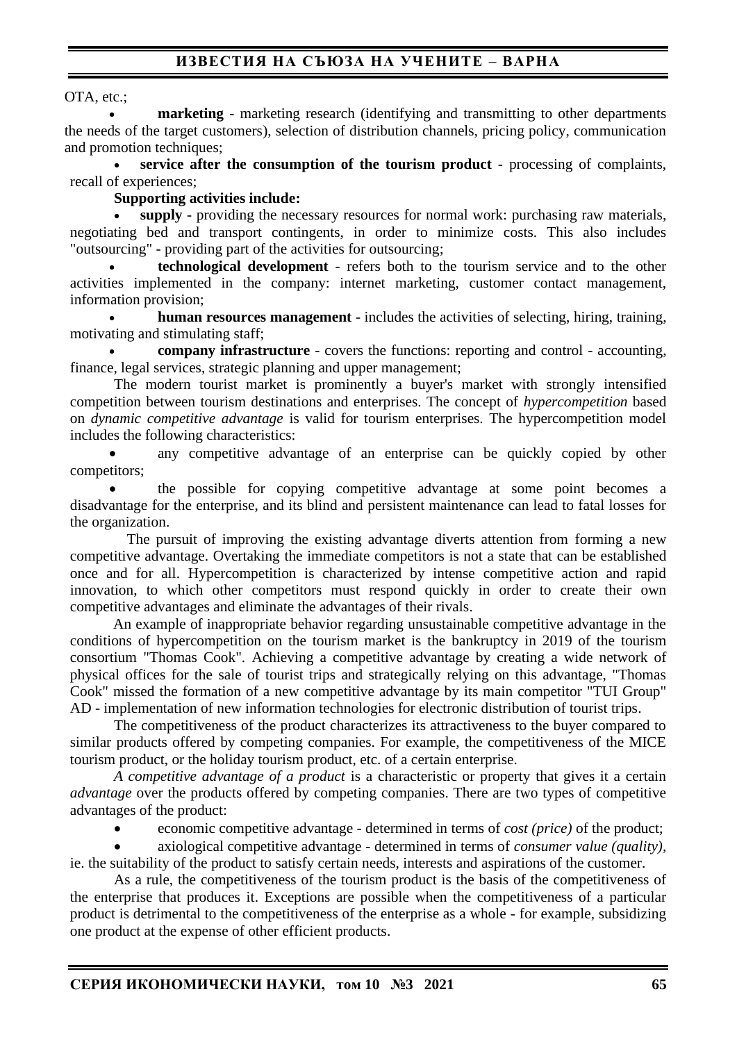OTA, etc.;

- **marketing** - marketing research (identifying and transmitting to other departments the needs of the target customers), selection of distribution channels, pricing policy, communication and promotion techniques;
- **service after the consumption of the tourism product** - processing of complaints, recall of experiences;

**Supporting activities include:**

- **supply** - providing the necessary resources for normal work: purchasing raw materials, negotiating bed and transport contingents, in order to minimize costs. This also includes "outsourcing" - providing part of the activities for outsourcing;
- **technological development** - refers both to the tourism service and to the other activities implemented in the company: internet marketing, customer contact management, information provision;
- **human resources management** - includes the activities of selecting, hiring, training, motivating and stimulating staff;
- **company infrastructure** - covers the functions: reporting and control - accounting, finance, legal services, strategic planning and upper management;

The modern tourist market is prominently a buyer's market with strongly intensified competition between tourism destinations and enterprises. The concept of *hypercompetition* based on *dynamic competitive advantage* is valid for tourism enterprises. The hypercompetition model includes the following characteristics:

- any competitive advantage of an enterprise can be quickly copied by other competitors;
- the possible for copying competitive advantage at some point becomes a disadvantage for the enterprise, and its blind and persistent maintenance can lead to fatal losses for the organization.

The pursuit of improving the existing advantage diverts attention from forming a new competitive advantage. Overtaking the immediate competitors is not a state that can be established once and for all. Hypercompetition is characterized by intense competitive action and rapid innovation, to which other competitors must respond quickly in order to create their own competitive advantages and eliminate the advantages of their rivals.

An example of inappropriate behavior regarding unsustainable competitive advantage in the conditions of hypercompetition on the tourism market is the bankruptcy in 2019 of the tourism consortium "Thomas Cook". Achieving a competitive advantage by creating a wide network of physical offices for the sale of tourist trips and strategically relying on this advantage, "Thomas Cook" missed the formation of a new competitive advantage by its main competitor "TUI Group" AD - implementation of new information technologies for electronic distribution of tourist trips.

The competitiveness of the product characterizes its attractiveness to the buyer compared to similar products offered by competing companies. For example, the competitiveness of the MICE tourism product, or the holiday tourism product, etc. of a certain enterprise.

*A competitive advantage of a product* is a characteristic or property that gives it a certain *advantage* over the products offered by competing companies. There are two types of competitive advantages of the product:

- economic competitive advantage - determined in terms of *cost (price)* of the product;
- axiological competitive advantage - determined in terms of *consumer value (quality)*, ie. the suitability of the product to satisfy certain needs, interests and aspirations of the customer.

As a rule, the competitiveness of the tourism product is the basis of the competitiveness of the enterprise that produces it. Exceptions are possible when the competitiveness of a particular product is detrimental to the competitiveness of the enterprise as a whole - for example, subsidizing one product at the expense of other efficient products.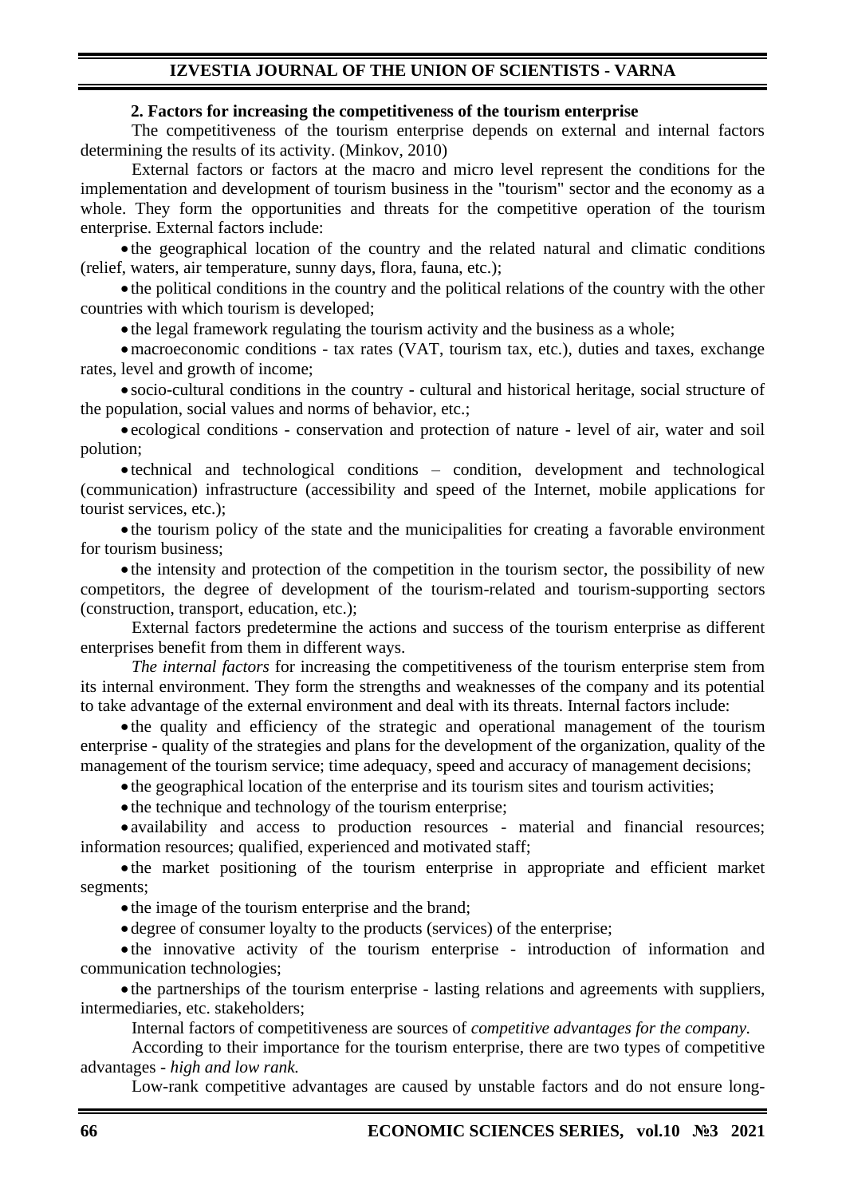### 2. Factors for increasing the competitiveness of the tourism enterprise

The competitiveness of the tourism enterprise depends on external and internal factors determining the results of its activity. (Minkov, 2010)

External factors or factors at the macro and micro level represent the conditions for the implementation and development of tourism business in the "tourism" sector and the economy as a whole. They form the opportunities and threats for the competitive operation of the tourism enterprise. External factors include:

- the geographical location of the country and the related natural and climatic conditions (relief, waters, air temperature, sunny days, flora, fauna, etc.);
- the political conditions in the country and the political relations of the country with the other countries with which tourism is developed;
- the legal framework regulating the tourism activity and the business as a whole;
- macroeconomic conditions - tax rates (VAT, tourism tax, etc.), duties and taxes, exchange rates, level and growth of income;
- socio-cultural conditions in the country - cultural and historical heritage, social structure of the population, social values and norms of behavior, etc.;
- ecological conditions - conservation and protection of nature - level of air, water and soil pollution;
- technical and technological conditions – condition, development and technological (communication) infrastructure (accessibility and speed of the Internet, mobile applications for tourist services, etc.);
- the tourism policy of the state and the municipalities for creating a favorable environment for tourism business;
- the intensity and protection of the competition in the tourism sector, the possibility of new competitors, the degree of development of the tourism-related and tourism-supporting sectors (construction, transport, education, etc.);

External factors predetermine the actions and success of the tourism enterprise as different enterprises benefit from them in different ways.

*The internal factors* for increasing the competitiveness of the tourism enterprise stem from its internal environment. They form the strengths and weaknesses of the company and its potential to take advantage of the external environment and deal with its threats. Internal factors include:

- the quality and efficiency of the strategic and operational management of the tourism enterprise - quality of the strategies and plans for the development of the organization, quality of the management of the tourism service; time adequacy, speed and accuracy of management decisions;
- the geographical location of the enterprise and its tourism sites and tourism activities;
- the technique and technology of the tourism enterprise;
- availability and access to production resources - material and financial resources; information resources; qualified, experienced and motivated staff;
- the market positioning of the tourism enterprise in appropriate and efficient market segments;
- the image of the tourism enterprise and the brand;
- degree of consumer loyalty to the products (services) of the enterprise;
- the innovative activity of the tourism enterprise - introduction of information and communication technologies;
- the partnerships of the tourism enterprise - lasting relations and agreements with suppliers, intermediaries, etc. stakeholders;

Internal factors of competitiveness are sources of *competitive advantages for the company.*

According to their importance for the tourism enterprise, there are two types of competitive advantages - *high and low rank.*

Low-rank competitive advantages are caused by unstable factors and do not ensure long-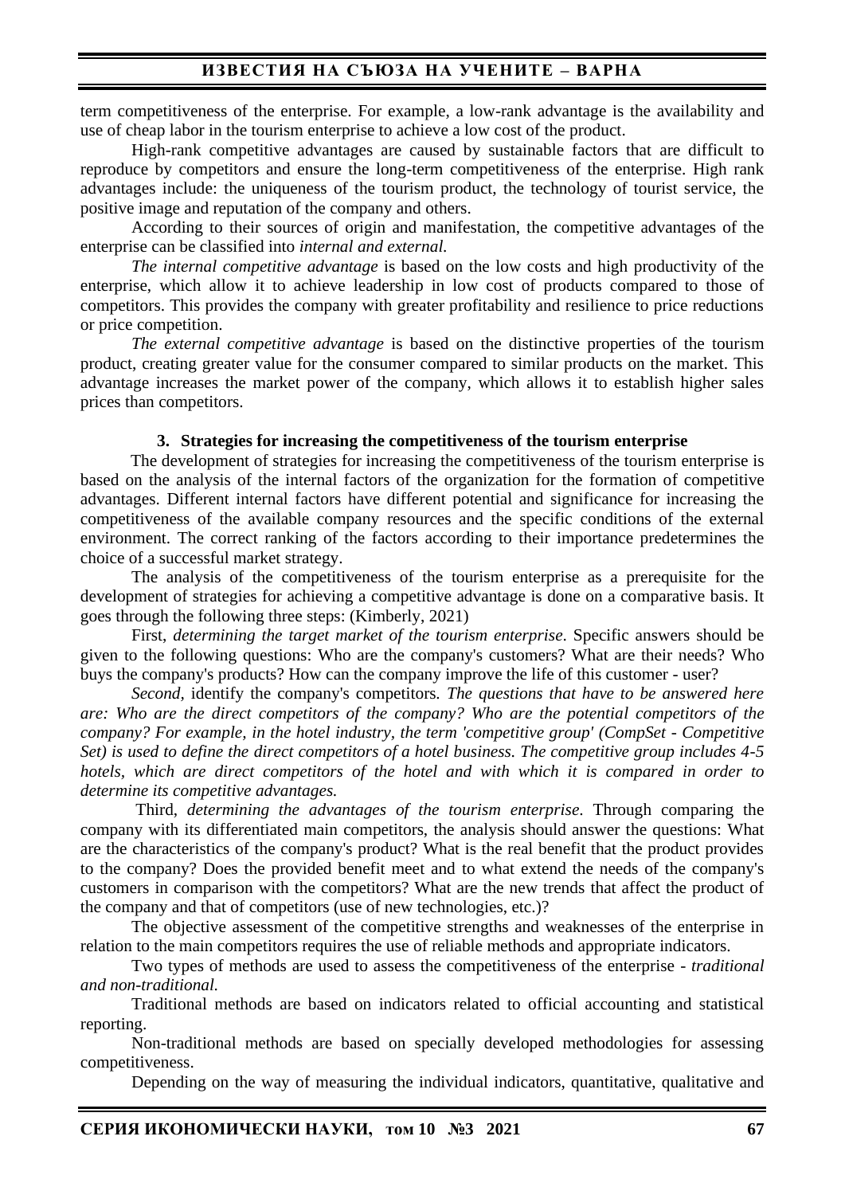term competitiveness of the enterprise. For example, a low-rank advantage is the availability and use of cheap labor in the tourism enterprise to achieve a low cost of the product.

High-rank competitive advantages are caused by sustainable factors that are difficult to reproduce by competitors and ensure the long-term competitiveness of the enterprise. High rank advantages include: the uniqueness of the tourism product, the technology of tourist service, the positive image and reputation of the company and others.

According to their sources of origin and manifestation, the competitive advantages of the enterprise can be classified into *internal and external.*

*The internal competitive advantage* is based on the low costs and high productivity of the enterprise, which allow it to achieve leadership in low cost of products compared to those of competitors. This provides the company with greater profitability and resilience to price reductions or price competition.

*The external competitive advantage* is based on the distinctive properties of the tourism product, creating greater value for the consumer compared to similar products on the market. This advantage increases the market power of the company, which allows it to establish higher sales prices than competitors.

### 3. Strategies for increasing the competitiveness of the tourism enterprise

The development of strategies for increasing the competitiveness of the tourism enterprise is based on the analysis of the internal factors of the organization for the formation of competitive advantages. Different internal factors have different potential and significance for increasing the competitiveness of the available company resources and the specific conditions of the external environment. The correct ranking of the factors according to their importance predetermines the choice of a successful market strategy.

The analysis of the competitiveness of the tourism enterprise as a prerequisite for the development of strategies for achieving a competitive advantage is done on a comparative basis. It goes through the following three steps: (Kimberly, 2021)

First, *determining the target market of the tourism enterprise*. Specific answers should be given to the following questions: Who are the company's customers? What are their needs? Who buys the company's products? How can the company improve the life of this customer - user?

*Second,* identify the company's competitors. *The questions that have to be answered here are: Who are the direct competitors of the company? Who are the potential competitors of the company? For example, in the hotel industry, the term 'competitive group' (CompSet - Competitive Set) is used to define the direct competitors of a hotel business. The competitive group includes 4-5 hotels, which are direct competitors of the hotel and with which it is compared in order to determine its competitive advantages.*

Third, *determining the advantages of the tourism enterprise*. Through comparing the company with its differentiated main competitors, the analysis should answer the questions: What are the characteristics of the company's product? What is the real benefit that the product provides to the company? Does the provided benefit meet and to what extend the needs of the company's customers in comparison with the competitors? What are the new trends that affect the product of the company and that of competitors (use of new technologies, etc.)?

The objective assessment of the competitive strengths and weaknesses of the enterprise in relation to the main competitors requires the use of reliable methods and appropriate indicators.

Two types of methods are used to assess the competitiveness of the enterprise - *traditional and non-traditional.*

Traditional methods are based on indicators related to official accounting and statistical reporting.

Non-traditional methods are based on specially developed methodologies for assessing competitiveness.

Depending on the way of measuring the individual indicators, quantitative, qualitative and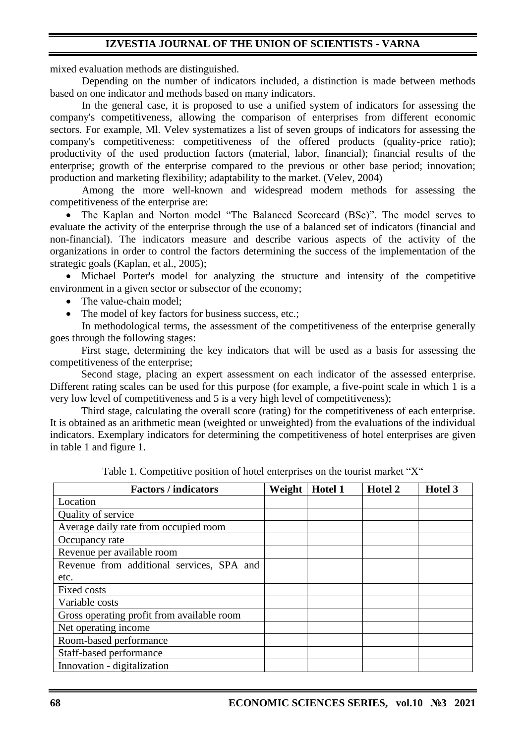mixed evaluation methods are distinguished.

Depending on the number of indicators included, a distinction is made between methods based on one indicator and methods based on many indicators.

In the general case, it is proposed to use a unified system of indicators for assessing the company's competitiveness, allowing the comparison of enterprises from different economic sectors. For example, Ml. Velev systematizes a list of seven groups of indicators for assessing the company's competitiveness: competitiveness of the offered products (quality-price ratio); productivity of the used production factors (material, labor, financial); financial results of the enterprise; growth of the enterprise compared to the previous or other base period; innovation; production and marketing flexibility; adaptability to the market. (Velev, 2004)

Among the more well-known and widespread modern methods for assessing the competitiveness of the enterprise are:

- The Kaplan and Norton model "The Balanced Scorecard (BSc)". The model serves to evaluate the activity of the enterprise through the use of a balanced set of indicators (financial and non-financial). The indicators measure and describe various aspects of the activity of the organizations in order to control the factors determining the success of the implementation of the strategic goals (Kaplan, et al., 2005);
- Michael Porter's model for analyzing the structure and intensity of the competitive environment in a given sector or subsector of the economy;
- The value-chain model;
- The model of key factors for business success, etc.;

In methodological terms, the assessment of the competitiveness of the enterprise generally goes through the following stages:

First stage, determining the key indicators that will be used as a basis for assessing the competitiveness of the enterprise;

Second stage, placing an expert assessment on each indicator of the assessed enterprise. Different rating scales can be used for this purpose (for example, a five-point scale in which 1 is a very low level of competitiveness and 5 is a very high level of competitiveness);

Third stage, calculating the overall score (rating) for the competitiveness of each enterprise. It is obtained as an arithmetic mean (weighted or unweighted) from the evaluations of the individual indicators. Exemplary indicators for determining the competitiveness of hotel enterprises are given in table 1 and figure 1.

Table 1. Competitive position of hotel enterprises on the tourist market "X"

| Factors / indicators | Weight | Hotel 1 | Hotel 2 | Hotel 3 |
|---|---|---|---|---|
| Location | | | | |
| Quality of service | | | | |
| Average daily rate from occupied room | | | | |
| Occupancy rate | | | | |
| Revenue per available room | | | | |
| Revenue from additional services, SPA and etc. | | | | |
| Fixed costs | | | | |
| Variable costs | | | | |
| Gross operating profit from available room | | | | |
| Net operating income | | | | |
| Room-based performance | | | | |
| Staff-based performance | | | | |
| Innovation - digitalization | | | | |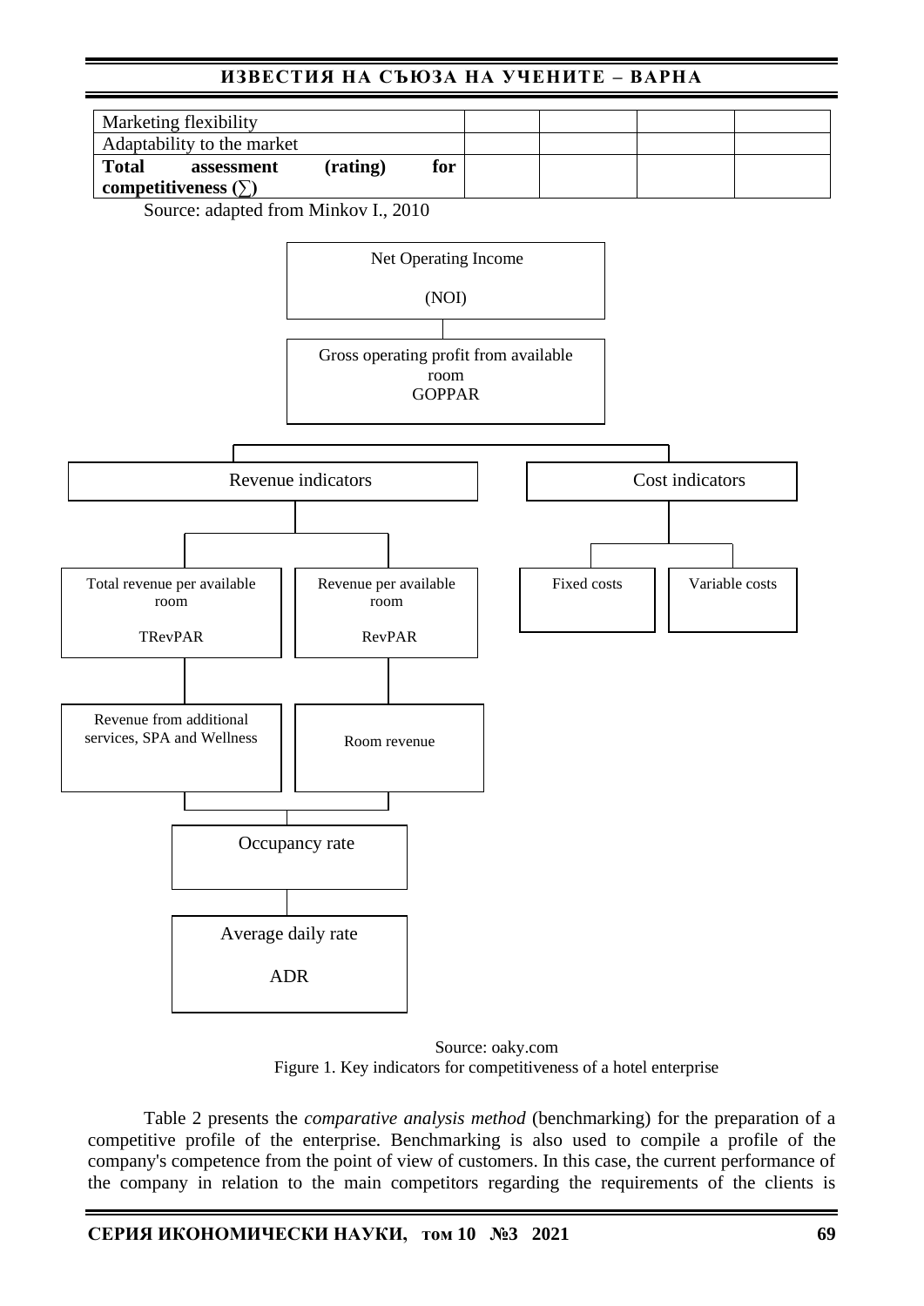| Marketing flexibility | | | | |
|---|---|---|---|---|
| Adaptability to the market | | | | |
| **Total assessment (rating) for competitiveness (∑)** | | | | |

Source: adapted from Minkov I., 2010

Net Operating Income (NOI)

Gross operating profit from available room GOPPAR

Revenue indicators

Cost indicators

Total revenue per available room TRevPAR

Revenue per available room RevPAR

Fixed costs

Variable costs

Revenue from additional services, SPA and Wellness

Room revenue

Occupancy rate

Average daily rate ADR

Source: oaky.com

Figure 1. Key indicators for competitiveness of a hotel enterprise

Table 2 presents the *comparative analysis method* (benchmarking) for the preparation of a competitive profile of the enterprise. Benchmarking is also used to compile a profile of the company's competence from the point of view of customers. In this case, the current performance of the company in relation to the main competitors regarding the requirements of the clients is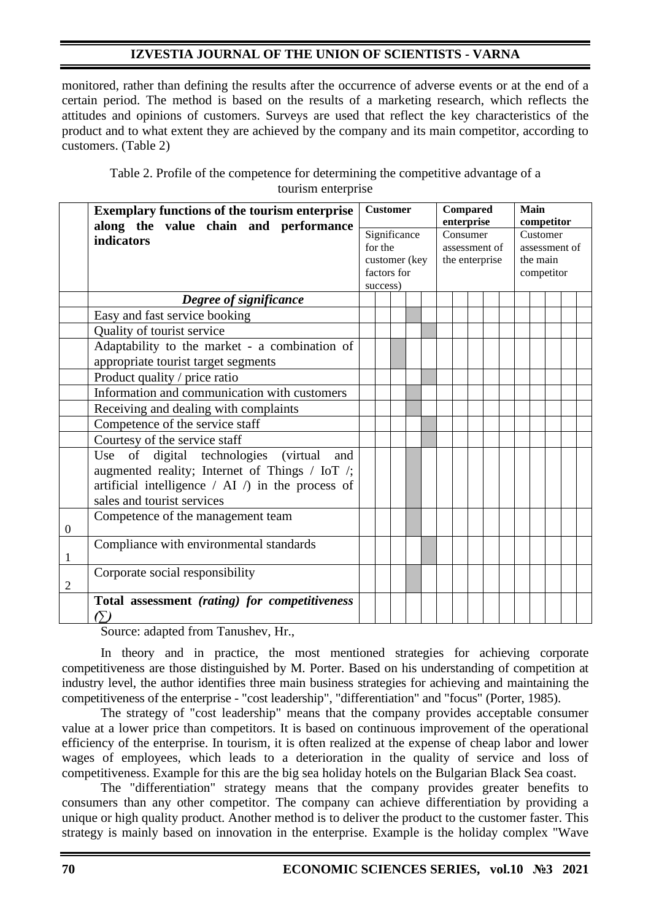monitored, rather than defining the results after the occurrence of adverse events or at the end of a certain period. The method is based on the results of a marketing research, which reflects the attitudes and opinions of customers. Surveys are used that reflect the key characteristics of the product and to what extent they are achieved by the company and its main competitor, according to customers. (Table 2)

Table 2. Profile of the competence for determining the competitive advantage of a tourism enterprise

| | **Exemplary functions of the tourism enterprise along the value chain and performance indicators** | **Customer** Significance for the customer (key factors for success) | | | | | **Compared enterprise** Consumer assessment of the enterprise | | | | | **Main competitor** Customer assessment of the main competitor | | | | |
|---|---|---|---|---|---|---|---|---|---|---|---|---|---|---|---|---|
| | ***Degree of significance*** | | | | | | | | | | | | | | | |
| | Easy and fast service booking | | | | | | | | | | | | | | | |
| | Quality of tourist service | | | | | | | | | | | | | | | |
| | Adaptability to the market - a combination of appropriate tourist target segments | | | | | | | | | | | | | | | |
| | Product quality / price ratio | | | | | | | | | | | | | | | |
| | Information and communication with customers | | | | | | | | | | | | | | | |
| | Receiving and dealing with complaints | | | | | | | | | | | | | | | |
| | Competence of the service staff | | | | | | | | | | | | | | | |
| | Courtesy of the service staff | | | | | | | | | | | | | | | |
| | Use of digital technologies (virtual and augmented reality; Internet of Things / IoT /; artificial intelligence / AI /) in the process of sales and tourist services | | | | | | | | | | | | | | | |
| 0 | Competence of the management team | | | | | | | | | | | | | | | |
| 1 | Compliance with environmental standards | | | | | | | | | | | | | | | |
| 2 | Corporate social responsibility | | | | | | | | | | | | | | | |
| | **Total assessment *(rating)* for competitiveness** *(∑)* | | | | | | | | | | | | | | | |

Source: adapted from Tanushev, Hr.,

In theory and in practice, the most mentioned strategies for achieving corporate competitiveness are those distinguished by M. Porter. Based on his understanding of competition at industry level, the author identifies three main business strategies for achieving and maintaining the competitiveness of the enterprise - "cost leadership", "differentiation" and "focus" (Porter, 1985).

The strategy of "cost leadership" means that the company provides acceptable consumer value at a lower price than competitors. It is based on continuous improvement of the operational efficiency of the enterprise. In tourism, it is often realized at the expense of cheap labor and lower wages of employees, which leads to a deterioration in the quality of service and loss of competitiveness. Example for this are the big sea holiday hotels on the Bulgarian Black Sea coast.

The "differentiation" strategy means that the company provides greater benefits to consumers than any other competitor. The company can achieve differentiation by providing a unique or high quality product. Another method is to deliver the product to the customer faster. This strategy is mainly based on innovation in the enterprise. Example is the holiday complex "Wave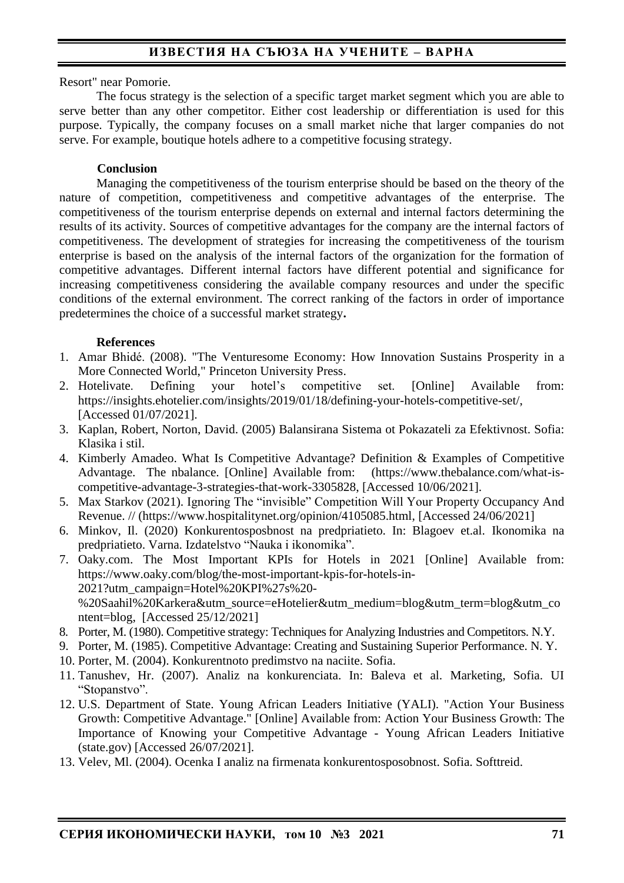Resort" near Pomorie.

The focus strategy is the selection of a specific target market segment which you are able to serve better than any other competitor. Either cost leadership or differentiation is used for this purpose. Typically, the company focuses on a small market niche that larger companies do not serve. For example, boutique hotels adhere to a competitive focusing strategy.

### Conclusion

Managing the competitiveness of the tourism enterprise should be based on the theory of the nature of competition, competitiveness and competitive advantages of the enterprise. The competitiveness of the tourism enterprise depends on external and internal factors determining the results of its activity. Sources of competitive advantages for the company are the internal factors of competitiveness. The development of strategies for increasing the competitiveness of the tourism enterprise is based on the analysis of the internal factors of the organization for the formation of competitive advantages. Different internal factors have different potential and significance for increasing competitiveness considering the available company resources and under the specific conditions of the external environment. The correct ranking of the factors in order of importance predetermines the choice of a successful market strategy**.**

### References

1. Amar Bhidé. (2008). "The Venturesome Economy: How Innovation Sustains Prosperity in a More Connected World," Princeton University Press.
2. Hotelivate. Defining your hotel's competitive set. [Online] Available from: https://insights.ehotelier.com/insights/2019/01/18/defining-your-hotels-competitive-set/, [Accessed 01/07/2021].
3. Kaplan, Robert, Norton, David. (2005) Balansirana Sistema ot Pokazateli za Efektivnost. Sofia: Klasika i stil.
4. Kimberly Amadeo. What Is Competitive Advantage? Definition & Examples of Competitive Advantage. The nbalance. [Online] Available from: (https://www.thebalance.com/what-is-competitive-advantage-3-strategies-that-work-3305828, [Accessed 10/06/2021].
5. Max Starkov (2021). Ignoring The "invisible" Competition Will Your Property Occupancy And Revenue. // (https://www.hospitalitynet.org/opinion/4105085.html, [Accessed 24/06/2021]
6. Minkov, Il. (2020) Konkurentosposbnost na predpriatieto. In: Blagoev et.al. Ikonomika na predpriatieto. Varna. Izdatelstvo "Nauka i ikonomika".
7. Oaky.com. The Most Important KPIs for Hotels in 2021 [Online] Available from: https://www.oaky.com/blog/the-most-important-kpis-for-hotels-in-2021?utm_campaign=Hotel%20KPI%27s%20-%20Saahil%20Karkera&utm_source=eHotelier&utm_medium=blog&utm_term=blog&utm_content=blog, [Accessed 25/12/2021]
8. Porter, M. (1980). Competitive strategy: Techniques for Analyzing Industries and Competitors. N.Y.
9. Porter, M. (1985). Competitive Advantage: Creating and Sustaining Superior Performance. N. Y.
10. Porter, M. (2004). Konkurentnoto predimstvo na naciite. Sofia.
11. Tanushev, Hr. (2007). Analiz na konkurenciata. In: Baleva et al. Marketing, Sofia. UI "Stopanstvo".
12. U.S. Department of State. Young African Leaders Initiative (YALI). "Action Your Business Growth: Competitive Advantage." [Online] Available from: Action Your Business Growth: The Importance of Knowing your Competitive Advantage - Young African Leaders Initiative (state.gov) [Accessed 26/07/2021].
13. Velev, Ml. (2004). Ocenka I analiz na firmenata konkurentosposobnost. Sofia. Softtreid.